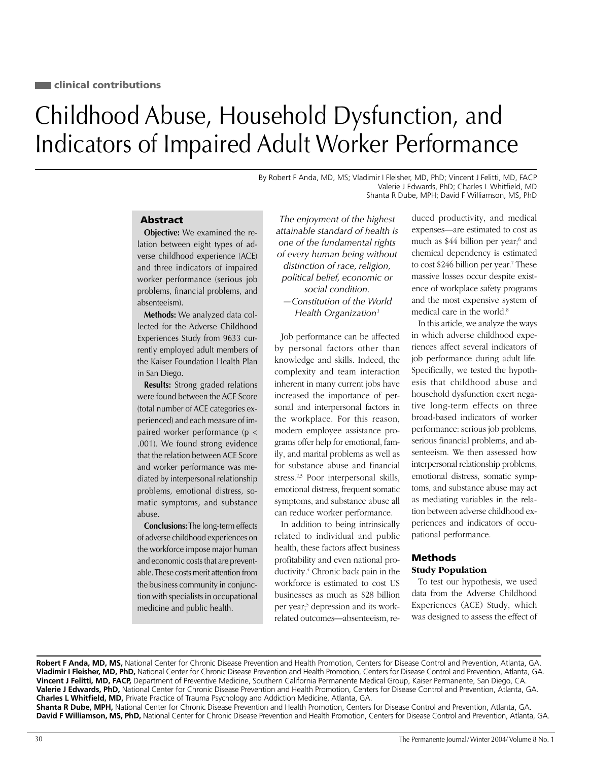clinical contributions

# Childhood Abuse, Household Dysfunction, and Indicators of Impaired Adult Worker Performance

By Robert F Anda, MD, MS; Vladimir I Fleisher, MD, PhD; Vincent J Felitti, MD, FACP
Valerie J Edwards, PhD; Charles L Whitfield, MD
Shanta R Dube, MPH; David F Williamson, MS, PhD

## Abstract

**Objective:** We examined the relation between eight types of adverse childhood experience (ACE) and three indicators of impaired worker performance (serious job problems, financial problems, and absenteeism).

**Methods:** We analyzed data collected for the Adverse Childhood Experiences Study from 9633 currently employed adult members of the Kaiser Foundation Health Plan in San Diego.

**Results:** Strong graded relations were found between the ACE Score (total number of ACE categories experienced) and each measure of impaired worker performance ($p < .001$). We found strong evidence that the relation between ACE Score and worker performance was mediated by interpersonal relationship problems, emotional distress, somatic symptoms, and substance abuse.

**Conclusions:** The long-term effects of adverse childhood experiences on the workforce impose major human and economic costs that are preventable. These costs merit attention from the business community in conjunction with specialists in occupational medicine and public health.

*The enjoyment of the highest attainable standard of health is one of the fundamental rights of every human being without distinction of race, religion, political belief, economic or social condition.*
*—Constitution of the World Health Organization[1]*

Job performance can be affected by personal factors other than knowledge and skills. Indeed, the complexity and team interaction inherent in many current jobs have increased the importance of personal and interpersonal factors in the workplace. For this reason, modern employee assistance programs offer help for emotional, family, and marital problems as well as for substance abuse and financial stress.[2,3] Poor interpersonal skills, emotional distress, frequent somatic symptoms, and substance abuse all can reduce worker performance.

In addition to being intrinsically related to individual and public health, these factors affect business profitability and even national productivity.[4] Chronic back pain in the workforce is estimated to cost US businesses as much as $28 billion per year;[5] depression and its work-related outcomes—absenteeism, reduced productivity, and medical expenses—are estimated to cost as much as $44 billion per year;[6] and chemical dependency is estimated to cost $246 billion per year.[7] These massive losses occur despite existence of workplace safety programs and the most expensive system of medical care in the world.[8]

In this article, we analyze the ways in which adverse childhood experiences affect several indicators of job performance during adult life. Specifically, we tested the hypothesis that childhood abuse and household dysfunction exert negative long-term effects on three broad-based indicators of worker performance: serious job problems, serious financial problems, and absenteeism. We then assessed how interpersonal relationship problems, emotional distress, somatic symptoms, and substance abuse may act as mediating variables in the relation between adverse childhood experiences and indicators of occupational performance.

## Methods

### Study Population

To test our hypothesis, we used data from the Adverse Childhood Experiences (ACE) Study, which was designed to assess the effect of

---

**Robert F Anda, MD, MS,** National Center for Chronic Disease Prevention and Health Promotion, Centers for Disease Control and Prevention, Atlanta, GA.
**Vladimir I Fleisher, MD, PhD,** National Center for Chronic Disease Prevention and Health Promotion, Centers for Disease Control and Prevention, Atlanta, GA.
**Vincent J Felitti, MD, FACP,** Department of Preventive Medicine, Southern California Permanente Medical Group, Kaiser Permanente, San Diego, CA.
**Valerie J Edwards, PhD,** National Center for Chronic Disease Prevention and Health Promotion, Centers for Disease Control and Prevention, Atlanta, GA.
**Charles L Whitfield, MD,** Private Practice of Trauma Psychology and Addiction Medicine, Atlanta, GA.
**Shanta R Dube, MPH,** National Center for Chronic Disease Prevention and Health Promotion, Centers for Disease Control and Prevention, Atlanta, GA.
**David F Williamson, MS, PhD,** National Center for Chronic Disease Prevention and Health Promotion, Centers for Disease Control and Prevention, Atlanta, GA.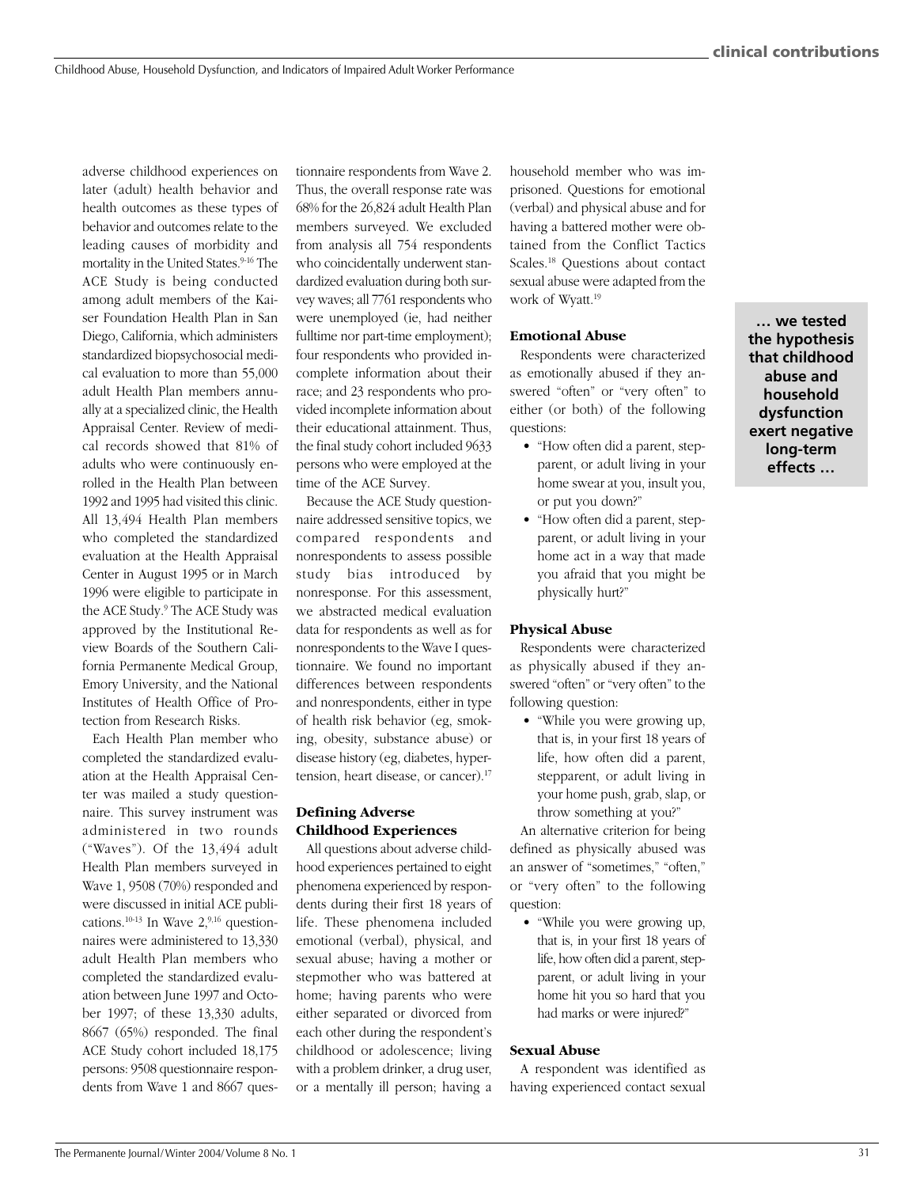adverse childhood experiences on later (adult) health behavior and health outcomes as these types of behavior and outcomes relate to the leading causes of morbidity and mortality in the United States.[9-16] The ACE Study is being conducted among adult members of the Kaiser Foundation Health Plan in San Diego, California, which administers standardized biopsychosocial medical evaluation to more than 55,000 adult Health Plan members annually at a specialized clinic, the Health Appraisal Center. Review of medical records showed that 81% of adults who were continuously enrolled in the Health Plan between 1992 and 1995 had visited this clinic. All 13,494 Health Plan members who completed the standardized evaluation at the Health Appraisal Center in August 1995 or in March 1996 were eligible to participate in the ACE Study.[9] The ACE Study was approved by the Institutional Review Boards of the Southern California Permanente Medical Group, Emory University, and the National Institutes of Health Office of Protection from Research Risks.

Each Health Plan member who completed the standardized evaluation at the Health Appraisal Center was mailed a study questionnaire. This survey instrument was administered in two rounds ("Waves"). Of the 13,494 adult Health Plan members surveyed in Wave 1, 9508 (70%) responded and were discussed in initial ACE publications.[10-13] In Wave 2,[9,16] questionnaires were administered to 13,330 adult Health Plan members who completed the standardized evaluation between June 1997 and October 1997; of these 13,330 adults, 8667 (65%) responded. The final ACE Study cohort included 18,175 persons: 9508 questionnaire respondents from Wave 1 and 8667 questionnaire respondents from Wave 2. Thus, the overall response rate was 68% for the 26,824 adult Health Plan members surveyed. We excluded from analysis all 754 respondents who coincidentally underwent standardized evaluation during both survey waves; all 7761 respondents who were unemployed (ie, had neither fulltime nor part-time employment); four respondents who provided incomplete information about their race; and 23 respondents who provided incomplete information about their educational attainment. Thus, the final study cohort included 9633 persons who were employed at the time of the ACE Survey.

Because the ACE Study questionnaire addressed sensitive topics, we compared respondents and nonrespondents to assess possible study bias introduced by nonresponse. For this assessment, we abstracted medical evaluation data for respondents as well as for nonrespondents to the Wave I questionnaire. We found no important differences between respondents and nonrespondents, either in type of health risk behavior (eg, smoking, obesity, substance abuse) or disease history (eg, diabetes, hypertension, heart disease, or cancer).[17]

### Defining Adverse Childhood Experiences

All questions about adverse childhood experiences pertained to eight phenomena experienced by respondents during their first 18 years of life. These phenomena included emotional (verbal), physical, and sexual abuse; having a mother or stepmother who was battered at home; having parents who were either separated or divorced from each other during the respondent's childhood or adolescence; living with a problem drinker, a drug user, or a mentally ill person; having a household member who was imprisoned. Questions for emotional (verbal) and physical abuse and for having a battered mother were obtained from the Conflict Tactics Scales.[18] Questions about contact sexual abuse were adapted from the work of Wyatt.[19]

> **… we tested the hypothesis that childhood abuse and household dysfunction exert negative long-term effects …**

### Emotional Abuse

Respondents were characterized as emotionally abused if they answered "often" or "very often" to either (or both) of the following questions:

- "How often did a parent, stepparent, or adult living in your home swear at you, insult you, or put you down?"
- "How often did a parent, stepparent, or adult living in your home act in a way that made you afraid that you might be physically hurt?"

### Physical Abuse

Respondents were characterized as physically abused if they answered "often" or "very often" to the following question:

- "While you were growing up, that is, in your first 18 years of life, how often did a parent, stepparent, or adult living in your home push, grab, slap, or throw something at you?"

An alternative criterion for being defined as physically abused was an answer of "sometimes," "often," or "very often" to the following question:

- "While you were growing up, that is, in your first 18 years of life, how often did a parent, stepparent, or adult living in your home hit you so hard that you had marks or were injured?"

### Sexual Abuse

A respondent was identified as having experienced contact sexual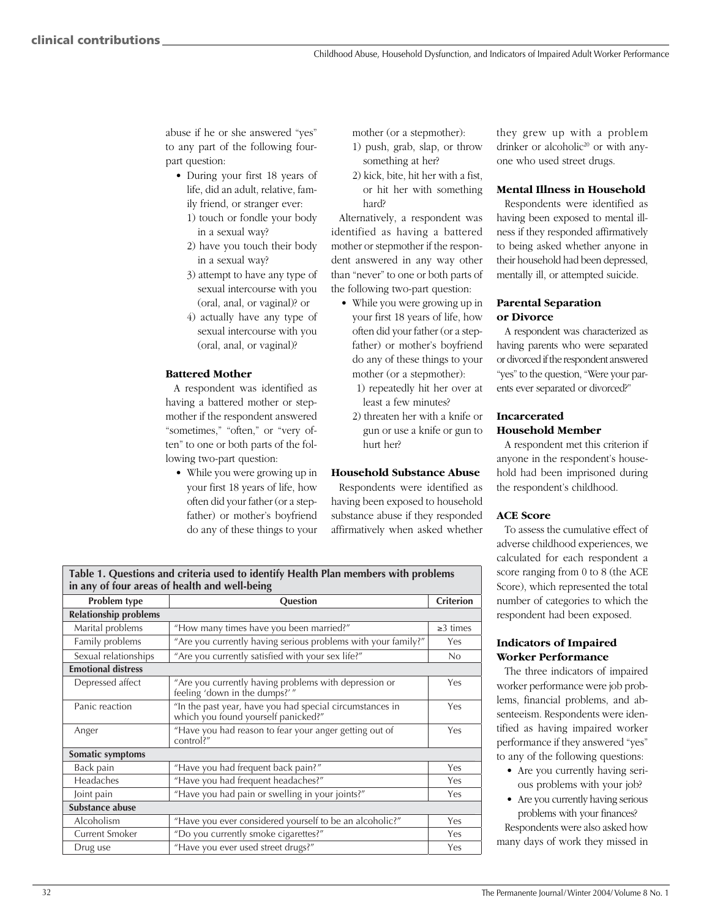abuse if he or she answered "yes" to any part of the following four-part question:

- During your first 18 years of life, did an adult, relative, family friend, or stranger ever:
  1) touch or fondle your body in a sexual way?
  2) have you touch their body in a sexual way?
  3) attempt to have any type of sexual intercourse with you (oral, anal, or vaginal)? or
  4) actually have any type of sexual intercourse with you (oral, anal, or vaginal)?

### Battered Mother

A respondent was identified as having a battered mother or stepmother if the respondent answered "sometimes," "often," or "very often" to one or both parts of the following two-part question:

- While you were growing up in your first 18 years of life, how often did your father (or a stepfather) or mother's boyfriend do any of these things to your mother (or a stepmother):
  1) push, grab, slap, or throw something at her?
  2) kick, bite, hit her with a fist, or hit her with something hard?

Alternatively, a respondent was identified as having a battered mother or stepmother if the respondent answered in any way other than "never" to one or both parts of the following two-part question:

- While you were growing up in your first 18 years of life, how often did your father (or a stepfather) or mother's boyfriend do any of these things to your mother (or a stepmother):
  1) repeatedly hit her over at least a few minutes?
  2) threaten her with a knife or gun or use a knife or gun to hurt her?

### Household Substance Abuse

Respondents were identified as having been exposed to household substance abuse if they responded affirmatively when asked whether they grew up with a problem drinker or alcoholic[20] or with anyone who used street drugs.

### Mental Illness in Household

Respondents were identified as having been exposed to mental illness if they responded affirmatively to being asked whether anyone in their household had been depressed, mentally ill, or attempted suicide.

### Parental Separation or Divorce

A respondent was characterized as having parents who were separated or divorced if the respondent answered "yes" to the question, "Were your parents ever separated or divorced?"

### Incarcerated Household Member

A respondent met this criterion if anyone in the respondent's household had been imprisoned during the respondent's childhood.

### ACE Score

To assess the cumulative effect of adverse childhood experiences, we calculated for each respondent a score ranging from 0 to 8 (the ACE Score), which represented the total number of categories to which the respondent had been exposed.

### Indicators of Impaired Worker Performance

The three indicators of impaired worker performance were job problems, financial problems, and absenteeism. Respondents were identified as having impaired worker performance if they answered "yes" to any of the following questions:

- Are you currently having serious problems with your job?
- Are you currently having serious problems with your finances?

Respondents were also asked how many days of work they missed in

**Table 1. Questions and criteria used to identify Health Plan members with problems in any of four areas of health and well-being**

| Problem type | Question | Criterion |
|---|---|---|
| **Relationship problems** | | |
| Marital problems | "How many times have you been married?" | ≥3 times |
| Family problems | "Are you currently having serious problems with your family?" | Yes |
| Sexual relationships | "Are you currently satisfied with your sex life?" | No |
| **Emotional distress** | | |
| Depressed affect | "Are you currently having problems with depression or feeling 'down in the dumps?'" | Yes |
| Panic reaction | "In the past year, have you had special circumstances in which you found yourself panicked?" | Yes |
| Anger | "Have you had reason to fear your anger getting out of control?" | Yes |
| **Somatic symptoms** | | |
| Back pain | "Have you had frequent back pain?" | Yes |
| Headaches | "Have you had frequent headaches?" | Yes |
| Joint pain | "Have you had pain or swelling in your joints?" | Yes |
| **Substance abuse** | | |
| Alcoholism | "Have you ever considered yourself to be an alcoholic?" | Yes |
| Current Smoker | "Do you currently smoke cigarettes?" | Yes |
| Drug use | "Have you ever used street drugs?" | Yes |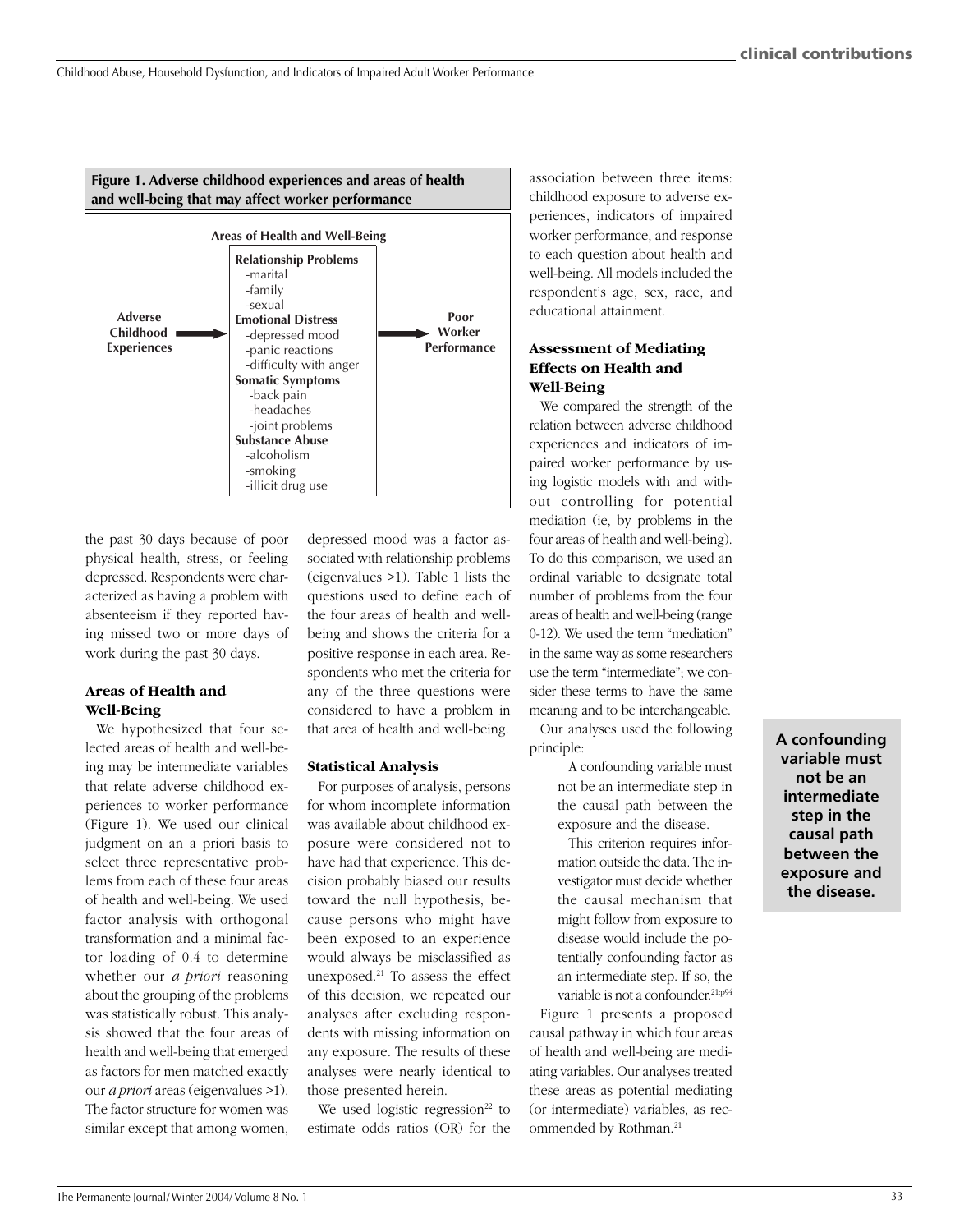**Figure 1. Adverse childhood experiences and areas of health and well-being that may affect worker performance**

Areas of Health and Well-Being

Adverse Childhood Experiences

Relationship Problems
-marital
-family
-sexual
Emotional Distress
-depressed mood
-panic reactions
-difficulty with anger
Somatic Symptoms
-back pain
-headaches
-joint problems
Substance Abuse
-alcoholism
-smoking
-illicit drug use

Poor Worker Performance

the past 30 days because of poor physical health, stress, or feeling depressed. Respondents were characterized as having a problem with absenteeism if they reported having missed two or more days of work during the past 30 days.

### Areas of Health and Well-Being

We hypothesized that four selected areas of health and well-being may be intermediate variables that relate adverse childhood experiences to worker performance (Figure 1). We used our clinical judgment on an a priori basis to select three representative problems from each of these four areas of health and well-being. We used factor analysis with orthogonal transformation and a minimal factor loading of 0.4 to determine whether our *a priori* reasoning about the grouping of the problems was statistically robust. This analysis showed that the four areas of health and well-being that emerged as factors for men matched exactly our *a priori* areas (eigenvalues >1). The factor structure for women was similar except that among women, depressed mood was a factor associated with relationship problems (eigenvalues >1). Table 1 lists the questions used to define each of the four areas of health and well-being and shows the criteria for a positive response in each area. Respondents who met the criteria for any of the three questions were considered to have a problem in that area of health and well-being.

### Statistical Analysis

For purposes of analysis, persons for whom incomplete information was available about childhood exposure were considered not to have had that experience. This decision probably biased our results toward the null hypothesis, because persons who might have been exposed to an experience would always be misclassified as unexposed.[21] To assess the effect of this decision, we repeated our analyses after excluding respondents with missing information on any exposure. The results of these analyses were nearly identical to those presented herein.

We used logistic regression[22] to estimate odds ratios (OR) for the association between three items: childhood exposure to adverse experiences, indicators of impaired worker performance, and response to each question about health and well-being. All models included the respondent's age, sex, race, and educational attainment.

### Assessment of Mediating Effects on Health and Well-Being

We compared the strength of the relation between adverse childhood experiences and indicators of impaired worker performance by using logistic models with and without controlling for potential mediation (ie, by problems in the four areas of health and well-being). To do this comparison, we used an ordinal variable to designate total number of problems from the four areas of health and well-being (range 0-12). We used the term "mediation" in the same way as some researchers use the term "intermediate"; we consider these terms to have the same meaning and to be interchangeable.

Our analyses used the following principle:

> A confounding variable must not be an intermediate step in the causal path between the exposure and the disease.
>
> This criterion requires information outside the data. The investigator must decide whether the causal mechanism that might follow from exposure to disease would include the potentially confounding factor as an intermediate step. If so, the variable is not a confounder.[21:p94]

Figure 1 presents a proposed causal pathway in which four areas of health and well-being are mediating variables. Our analyses treated these areas as potential mediating (or intermediate) variables, as recommended by Rothman.[21]

**A confounding variable must not be an intermediate step in the causal path between the exposure and the disease.**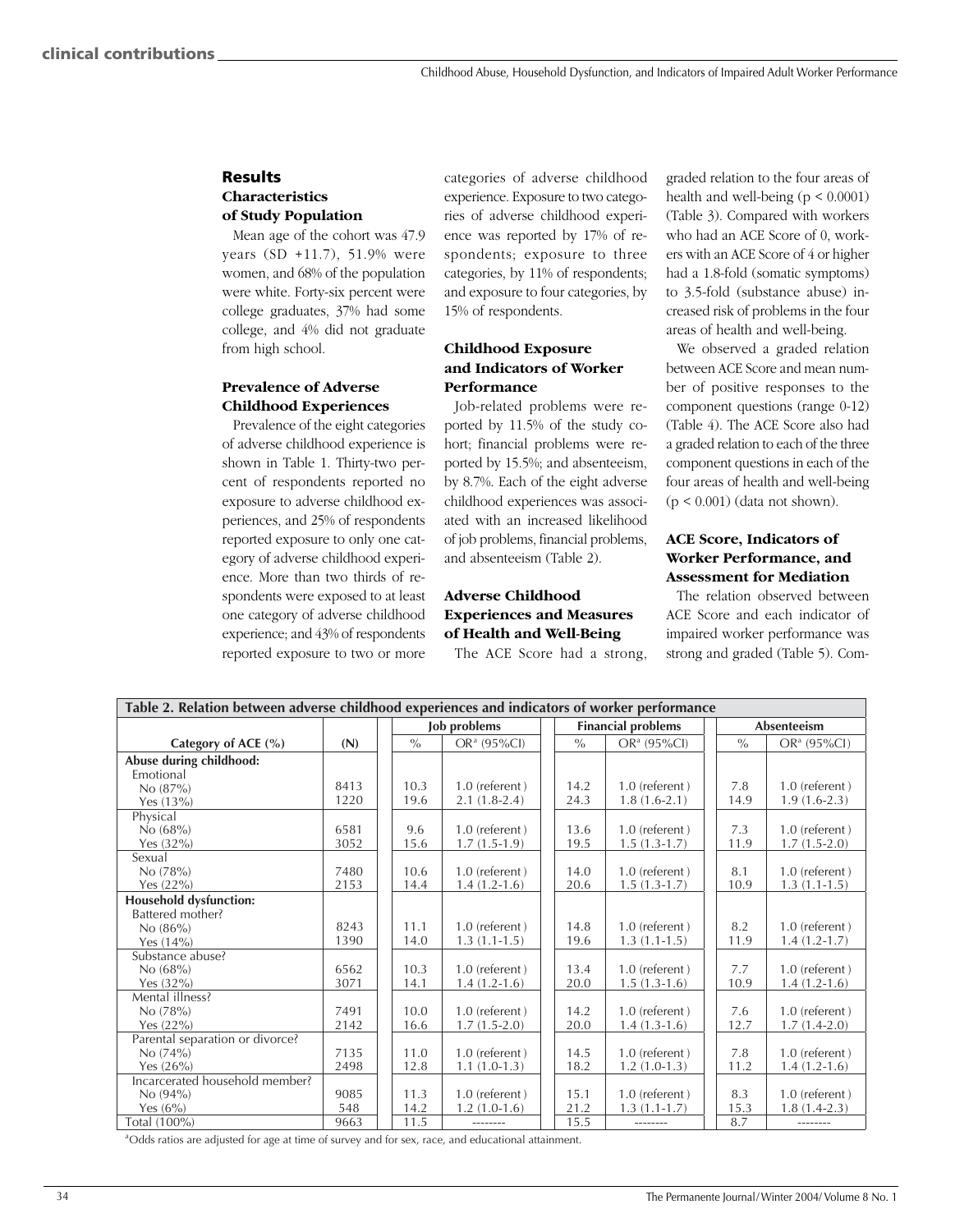## Results

### Characteristics of Study Population

Mean age of the cohort was 47.9 years (SD +11.7), 51.9% were women, and 68% of the population were white. Forty-six percent were college graduates, 37% had some college, and 4% did not graduate from high school.

### Prevalence of Adverse Childhood Experiences

Prevalence of the eight categories of adverse childhood experience is shown in Table 1. Thirty-two percent of respondents reported no exposure to adverse childhood experiences, and 25% of respondents reported exposure to only one category of adverse childhood experience. More than two thirds of respondents were exposed to at least one category of adverse childhood experience; and 43% of respondents reported exposure to two or more categories of adverse childhood experience. Exposure to two categories of adverse childhood experience was reported by 17% of respondents; exposure to three categories, by 11% of respondents; and exposure to four categories, by 15% of respondents.

### Childhood Exposure and Indicators of Worker Performance

Job-related problems were reported by 11.5% of the study cohort; financial problems were reported by 15.5%; and absenteeism, by 8.7%. Each of the eight adverse childhood experiences was associated with an increased likelihood of job problems, financial problems, and absenteeism (Table 2).

### Adverse Childhood Experiences and Measures of Health and Well-Being

The ACE Score had a strong, graded relation to the four areas of health and well-being ($p < 0.0001$) (Table 3). Compared with workers who had an ACE Score of 0, workers with an ACE Score of 4 or higher had a 1.8-fold (somatic symptoms) to 3.5-fold (substance abuse) increased risk of problems in the four areas of health and well-being.

We observed a graded relation between ACE Score and mean number of positive responses to the component questions (range 0-12) (Table 4). The ACE Score also had a graded relation to each of the three component questions in each of the four areas of health and well-being ($p < 0.001$) (data not shown).

### ACE Score, Indicators of Worker Performance, and Assessment for Mediation

The relation observed between ACE Score and each indicator of impaired worker performance was strong and graded (Table 5). Com-

**Table 2. Relation between adverse childhood experiences and indicators of worker performance**

| | | Job problems | | Financial problems | | Absenteeism | |
|---|---|---|---|---|---|---|---|
| **Category of ACE (%)** | **(N)** | % | OR[a] (95%CI) | % | OR[a] (95%CI) | % | OR[a] (95%CI) |
| **Abuse during childhood:** | | | | | | | |
| Emotional | | | | | | | |
| No (87%) | 8413 | 10.3 | 1.0 (referent) | 14.2 | 1.0 (referent) | 7.8 | 1.0 (referent) |
| Yes (13%) | 1220 | 19.6 | 2.1 (1.8-2.4) | 24.3 | 1.8 (1.6-2.1) | 14.9 | 1.9 (1.6-2.3) |
| Physical | | | | | | | |
| No (68%) | 6581 | 9.6 | 1.0 (referent) | 13.6 | 1.0 (referent) | 7.3 | 1.0 (referent) |
| Yes (32%) | 3052 | 15.6 | 1.7 (1.5-1.9) | 19.5 | 1.5 (1.3-1.7) | 11.9 | 1.7 (1.5-2.0) |
| Sexual | | | | | | | |
| No (78%) | 7480 | 10.6 | 1.0 (referent) | 14.0 | 1.0 (referent) | 8.1 | 1.0 (referent) |
| Yes (22%) | 2153 | 14.4 | 1.4 (1.2-1.6) | 20.6 | 1.5 (1.3-1.7) | 10.9 | 1.3 (1.1-1.5) |
| **Household dysfunction:** | | | | | | | |
| Battered mother? | | | | | | | |
| No (86%) | 8243 | 11.1 | 1.0 (referent) | 14.8 | 1.0 (referent) | 8.2 | 1.0 (referent) |
| Yes (14%) | 1390 | 14.0 | 1.3 (1.1-1.5) | 19.6 | 1.3 (1.1-1.5) | 11.9 | 1.4 (1.2-1.7) |
| Substance abuse? | | | | | | | |
| No (68%) | 6562 | 10.3 | 1.0 (referent) | 13.4 | 1.0 (referent) | 7.7 | 1.0 (referent) |
| Yes (32%) | 3071 | 14.1 | 1.4 (1.2-1.6) | 20.0 | 1.5 (1.3-1.6) | 10.9 | 1.4 (1.2-1.6) |
| Mental illness? | | | | | | | |
| No (78%) | 7491 | 10.0 | 1.0 (referent) | 14.2 | 1.0 (referent) | 7.6 | 1.0 (referent) |
| Yes (22%) | 2142 | 16.6 | 1.7 (1.5-2.0) | 20.0 | 1.4 (1.3-1.6) | 12.7 | 1.7 (1.4-2.0) |
| Parental separation or divorce? | | | | | | | |
| No (74%) | 7135 | 11.0 | 1.0 (referent) | 14.5 | 1.0 (referent) | 7.8 | 1.0 (referent) |
| Yes (26%) | 2498 | 12.8 | 1.1 (1.0-1.3) | 18.2 | 1.2 (1.0-1.3) | 11.2 | 1.4 (1.2-1.6) |
| Incarcerated household member? | | | | | | | |
| No (94%) | 9085 | 11.3 | 1.0 (referent) | 15.1 | 1.0 (referent) | 8.3 | 1.0 (referent) |
| Yes (6%) | 548 | 14.2 | 1.2 (1.0-1.6) | 21.2 | 1.3 (1.1-1.7) | 15.3 | 1.8 (1.4-2.3) |
| Total (100%) | 9663 | 11.5 | -------- | 15.5 | -------- | 8.7 | -------- |

[a]Odds ratios are adjusted for age at time of survey and for sex, race, and educational attainment.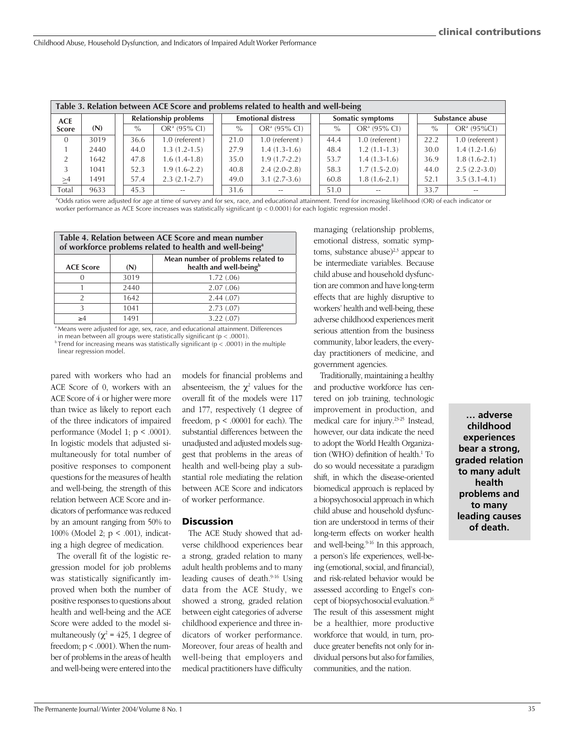**Table 3. Relation between ACE Score and problems related to health and well-being**

| ACE Score | (N) | Relationship problems | | Emotional distress | | Somatic symptoms | | Substance abuse | |
|---|---|---|---|---|---|---|---|---|---|
| | | % | OR[a] (95% CI) | % | OR[a] (95% CI) | % | OR[a] (95% CI) | % | OR[a] (95%CI) |
| 0 | 3019 | 36.6 | 1.0 (referent) | 21.0 | 1.0 (referent) | 44.4 | 1.0 (referent) | 22.2 | 1.0 (referent) |
| 1 | 2440 | 44.0 | 1.3 (1.2-1.5) | 27.9 | 1.4 (1.3-1.6) | 48.4 | 1.2 (1.1-1.3) | 30.0 | 1.4 (1.2-1.6) |
| 2 | 1642 | 47.8 | 1.6 (1.4-1.8) | 35.0 | 1.9 (1.7-2.2) | 53.7 | 1.4 (1.3-1.6) | 36.9 | 1.8 (1.6-2.1) |
| 3 | 1041 | 52.3 | 1.9 (1.6-2.2) | 40.8 | 2.4 (2.0-2.8) | 58.3 | 1.7 (1.5-2.0) | 44.0 | 2.5 (2.2-3.0) |
| ≥4 | 1491 | 57.4 | 2.3 (2.1-2.7) | 49.0 | 3.1 (2.7-3.6) | 60.8 | 1.8 (1.6-2.1) | 52.1 | 3.5 (3.1-4.1) |
| Total | 9633 | 45.3 | -- | 31.6 | -- | 51.0 | -- | 33.7 | -- |

[a]Odds ratios were adjusted for age at time of survey and for sex, race, and educational attainment. Trend for increasing likelihood (OR) of each indicator or worker performance as ACE Score increases was statistically significant ($p < 0.0001$) for each logistic regression model.

**Table 4. Relation between ACE Score and mean number of workforce problems related to health and well-being[a]**

| ACE Score | (N) | Mean number of problems related to health and well-being[b] |
|---|---|---|
| 0 | 3019 | 1.72 (.06) |
| 1 | 2440 | 2.07 (.06) |
| 2 | 1642 | 2.44 (.07) |
| 3 | 1041 | 2.73 (.07) |
| ≥4 | 1491 | 3.22 (.07) |

[a] Means were adjusted for age, sex, race, and educational attainment. Differences in mean between all groups were statistically significant ($p < .0001$).
[b] Trend for increasing means was statistically significant ($p < .0001$) in the multiple linear regression model.

pared with workers who had an ACE Score of 0, workers with an ACE Score of 4 or higher were more than twice as likely to report each of the three indicators of impaired performance (Model 1; $p < .0001$). In logistic models that adjusted simultaneously for total number of positive responses to component questions for the measures of health and well-being, the strength of this relation between ACE Score and indicators of performance was reduced by an amount ranging from 50% to 100% (Model 2; $p < .001$), indicating a high degree of medication.

The overall fit of the logistic regression model for job problems was statistically significantly improved when both the number of positive responses to questions about health and well-being and the ACE Score were added to the model simultaneously ($\chi^2 = 425$, 1 degree of freedom; $p < .0001$). When the number of problems in the areas of health and well-being were entered into the models for financial problems and absenteeism, the $\chi^2$ values for the overall fit of the models were 117 and 177, respectively (1 degree of freedom, $p < .00001$ for each). The substantial differences between the unadjusted and adjusted models suggest that problems in the areas of health and well-being play a substantial role mediating the relation between ACE Score and indicators of worker performance.

## Discussion

The ACE Study showed that adverse childhood experiences bear a strong, graded relation to many adult health problems and to many leading causes of death.[9-16] Using data from the ACE Study, we showed a strong, graded relation between eight categories of adverse childhood experience and three indicators of worker performance. Moreover, four areas of health and well-being that employers and medical practitioners have difficulty managing (relationship problems, emotional distress, somatic symptoms, substance abuse)[2,3] appear to be intermediate variables. Because child abuse and household dysfunction are common and have long-term effects that are highly disruptive to workers' health and well-being, these adverse childhood experiences merit serious attention from the business community, labor leaders, the everyday practitioners of medicine, and government agencies.

Traditionally, maintaining a healthy and productive workforce has centered on job training, technologic improvement in production, and medical care for injury.[23-25] Instead, however, our data indicate the need to adopt the World Health Organization (WHO) definition of health.[1] To do so would necessitate a paradigm shift, in which the disease-oriented biomedical approach is replaced by a biopsychosocial approach in which child abuse and household dysfunction are understood in terms of their long-term effects on worker health and well-being.[9-16] In this approach, a person's life experiences, well-being (emotional, social, and financial), and risk-related behavior would be assessed according to Engel's concept of biopsychosocial evaluation.[26] The result of this assessment might be a healthier, more productive workforce that would, in turn, produce greater benefits not only for individual persons but also for families, communities, and the nation.

**… adverse childhood experiences bear a strong, graded relation to many adult health problems and to many leading causes of death.**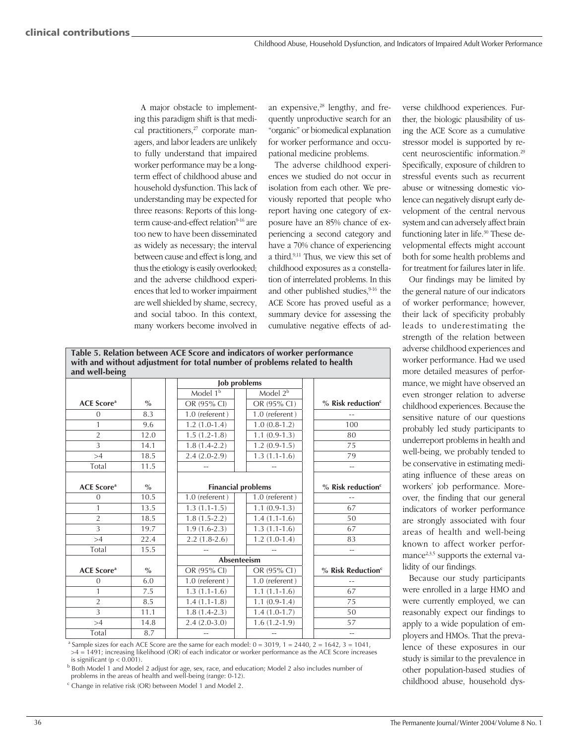A major obstacle to implementing this paradigm shift is that medical practitioners,[27] corporate managers, and labor leaders are unlikely to fully understand that impaired worker performance may be a long-term effect of childhood abuse and household dysfunction. This lack of understanding may be expected for three reasons: Reports of this long-term cause-and-effect relation[9-16] are too new to have been disseminated as widely as necessary; the interval between cause and effect is long, and thus the etiology is easily overlooked; and the adverse childhood experiences that led to worker impairment are well shielded by shame, secrecy, and social taboo. In this context, many workers become involved in an expensive,[28] lengthy, and frequently unproductive search for an "organic" or biomedical explanation for worker performance and occupational medicine problems.

The adverse childhood experiences we studied do not occur in isolation from each other. We previously reported that people who report having one category of exposure have an 85% chance of experiencing a second category and have a 70% chance of experiencing a third.[9,11] Thus, we view this set of childhood exposures as a constellation of interrelated problems. In this and other published studies,[9-16] the ACE Score has proved useful as a summary device for assessing the cumulative negative effects of adverse childhood experiences. Further, the biologic plausibility of using the ACE Score as a cumulative stressor model is supported by recent neuroscientific information.[29] Specifically, exposure of children to stressful events such as recurrent abuse or witnessing domestic violence can negatively disrupt early development of the central nervous system and can adversely affect brain functioning later in life.[30] These developmental effects might account both for some health problems and for treatment for failures later in life.

Our findings may be limited by the general nature of our indicators of worker performance; however, their lack of specificity probably leads to underestimating the strength of the relation between adverse childhood experiences and worker performance. Had we used more detailed measures of performance, we might have observed an even stronger relation to adverse childhood experiences. Because the sensitive nature of our questions probably led study participants to underreport problems in health and well-being, we probably tended to be conservative in estimating mediating influence of these areas on workers' job performance. Moreover, the finding that our general indicators of worker performance are strongly associated with four areas of health and well-being known to affect worker performance[2,3,5] supports the external validity of our findings.

Because our study participants were enrolled in a large HMO and were currently employed, we can reasonably expect our findings to apply to a wide population of employers and HMOs. That the prevalence of these exposures in our study is similar to the prevalence in other population-based studies of childhood abuse, household dys-

**Table 5. Relation between ACE Score and indicators of worker performance with and without adjustment for total number of problems related to health and well-being**

| | | Job problems | | |
|---|---|---|---|---|
| | | Model 1[b] | Model 2[b] | |
| **ACE Score[a]** | **%** | OR (95% CI) | OR (95% CI) | **% Risk reduction[c]** |
| 0 | 8.3 | 1.0 (referent) | 1.0 (referent) | -- |
| 1 | 9.6 | 1.2 (1.0-1.4) | 1.0 (0.8-1.2) | 100 |
| 2 | 12.0 | 1.5 (1.2-1.8) | 1.1 (0.9-1.3) | 80 |
| 3 | 14.1 | 1.8 (1.4-2.2) | 1.2 (0.9-1.5) | 75 |
| >4 | 18.5 | 2.4 (2.0-2.9) | 1.3 (1.1-1.6) | 79 |
| Total | 11.5 | -- | -- | -- |
| **ACE Score[a]** | **%** | **Financial problems** | | **% Risk reduction[c]** |
| 0 | 10.5 | 1.0 (referent) | 1.0 (referent) | -- |
| 1 | 13.5 | 1.3 (1.1-1.5) | 1.1 (0.9-1.3) | 67 |
| 2 | 18.5 | 1.8 (1.5-2.2) | 1.4 (1.1-1.6) | 50 |
| 3 | 19.7 | 1.9 (1.6-2.3) | 1.3 (1.1-1.6) | 67 |
| >4 | 22.4 | 2.2 (1.8-2.6) | 1.2 (1.0-1.4) | 83 |
| Total | 15.5 | -- | -- | -- |
| | | **Absenteeism** | | |
| **ACE Score[a]** | **%** | OR (95% CI) | OR (95% CI) | **% Risk Reduction[c]** |
| 0 | 6.0 | 1.0 (referent) | 1.0 (referent) | -- |
| 1 | 7.5 | 1.3 (1.1-1.6) | 1.1 (1.1-1.6) | 67 |
| 2 | 8.5 | 1.4 (1.1-1.8) | 1.1 (0.9-1.4) | 75 |
| 3 | 11.1 | 1.8 (1.4-2.3) | 1.4 (1.0-1.7) | 50 |
| >4 | 14.8 | 2.4 (2.0-3.0) | 1.6 (1.2-1.9) | 57 |
| Total | 8.7 | -- | -- | -- |

[a] Sample sizes for each ACE Score are the same for each model: 0 = 3019, 1 = 2440, 2 = 1642, 3 = 1041, >4 = 1491; increasing likelihood (OR) of each indicator or worker performance as the ACE Score increases is significant ($p < 0.001$).

[b] Both Model 1 and Model 2 adjust for age, sex, race, and education; Model 2 also includes number of problems in the areas of health and well-being (range: 0-12).

[c] Change in relative risk (OR) between Model 1 and Model 2.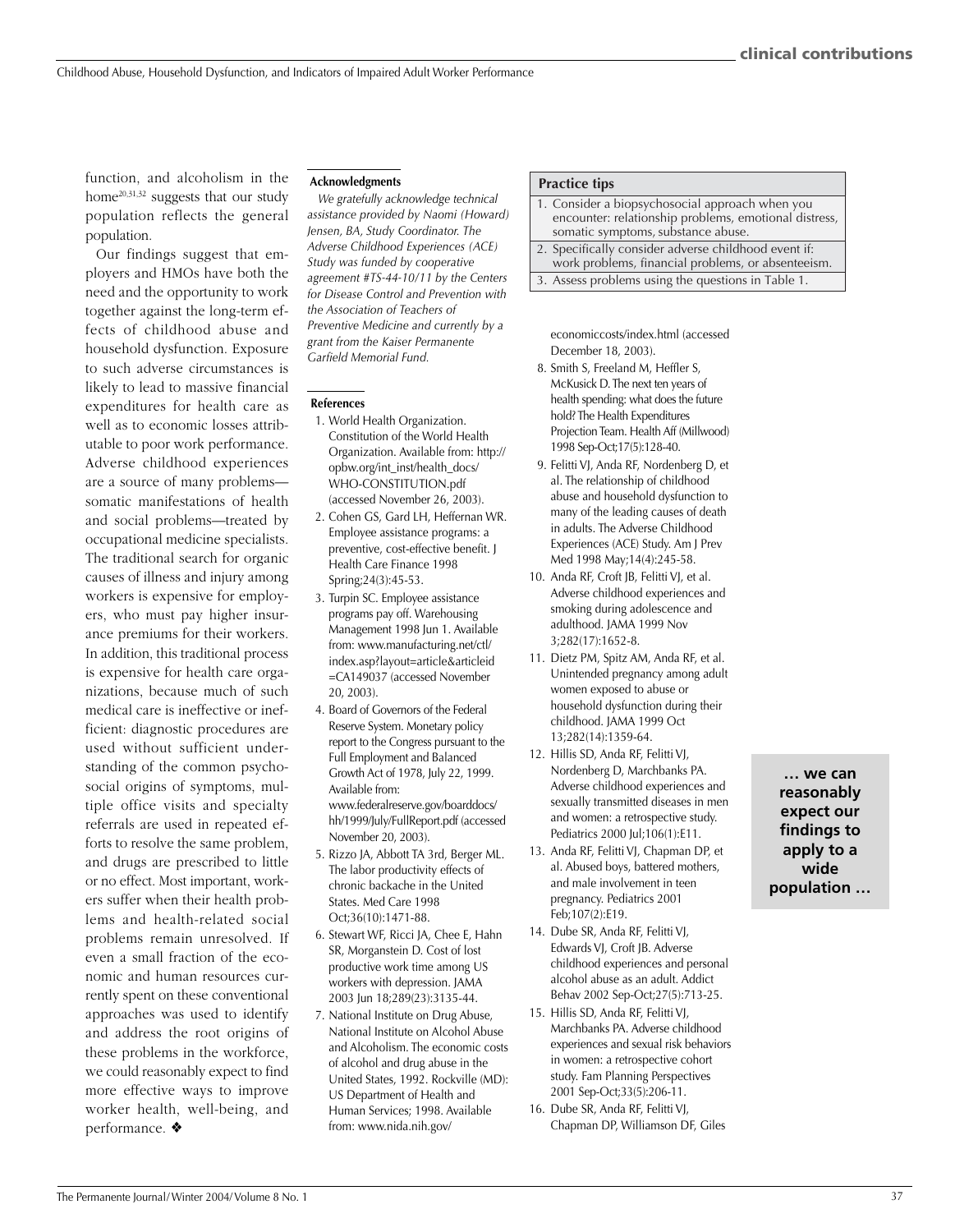function, and alcoholism in the home[20,31,32] suggests that our study population reflects the general population.

Our findings suggest that employers and HMOs have both the need and the opportunity to work together against the long-term effects of childhood abuse and household dysfunction. Exposure to such adverse circumstances is likely to lead to massive financial expenditures for health care as well as to economic losses attributable to poor work performance. Adverse childhood experiences are a source of many problems—somatic manifestations of health and social problems—treated by occupational medicine specialists. The traditional search for organic causes of illness and injury among workers is expensive for employers, who must pay higher insurance premiums for their workers. In addition, this traditional process is expensive for health care organizations, because much of such medical care is ineffective or inefficient: diagnostic procedures are used without sufficient understanding of the common psychosocial origins of symptoms, multiple office visits and specialty referrals are used in repeated efforts to resolve the same problem, and drugs are prescribed to little or no effect. Most important, workers suffer when their health problems and health-related social problems remain unresolved. If even a small fraction of the economic and human resources currently spent on these conventional approaches was used to identify and address the root origins of these problems in the workforce, we could reasonably expect to find more effective ways to improve worker health, well-being, and performance. ❖

### Acknowledgments

*We gratefully acknowledge technical assistance provided by Naomi (Howard) Jensen, BA, Study Coordinator. The Adverse Childhood Experiences (ACE) Study was funded by cooperative agreement #TS-44-10/11 by the Centers for Disease Control and Prevention with the Association of Teachers of Preventive Medicine and currently by a grant from the Kaiser Permanente Garfield Memorial Fund.*

| Practice tips |
| --- |
| 1. Consider a biopsychosocial approach when you encounter: relationship problems, emotional distress, somatic symptoms, substance abuse. |
| 2. Specifically consider adverse childhood event if: work problems, financial problems, or absenteeism. |
| 3. Assess problems using the questions in Table 1. |

**… we can reasonably expect our findings to apply to a wide population …**

### References

1. World Health Organization. Constitution of the World Health Organization. Available from: http://opbw.org/int_inst/health_docs/WHO-CONSTITUTION.pdf (accessed November 26, 2003).
2. Cohen GS, Gard LH, Heffernan WR. Employee assistance programs: a preventive, cost-effective benefit. J Health Care Finance 1998 Spring;24(3):45-53.
3. Turpin SC. Employee assistance programs pay off. Warehousing Management 1998 Jun 1. Available from: www.manufacturing.net/ctl/index.asp?layout=article&articleid=CA149037 (accessed November 20, 2003).
4. Board of Governors of the Federal Reserve System. Monetary policy report to the Congress pursuant to the Full Employment and Balanced Growth Act of 1978, July 22, 1999. Available from: www.federalreserve.gov/boarddocs/hh/1999/July/FullReport.pdf (accessed November 20, 2003).
5. Rizzo JA, Abbott TA 3rd, Berger ML. The labor productivity effects of chronic backache in the United States. Med Care 1998 Oct;36(10):1471-88.
6. Stewart WF, Ricci JA, Chee E, Hahn SR, Morganstein D. Cost of lost productive work time among US workers with depression. JAMA 2003 Jun 18;289(23):3135-44.
7. National Institute on Drug Abuse, National Institute on Alcohol Abuse and Alcoholism. The economic costs of alcohol and drug abuse in the United States, 1992. Rockville (MD): US Department of Health and Human Services; 1998. Available from: www.nida.nih.gov/economiccosts/index.html (accessed December 18, 2003).
8. Smith S, Freeland M, Heffler S, McKusick D. The next ten years of health spending: what does the future hold? The Health Expenditures Projection Team. Health Aff (Millwood) 1998 Sep-Oct;17(5):128-40.
9. Felitti VJ, Anda RF, Nordenberg D, et al. The relationship of childhood abuse and household dysfunction to many of the leading causes of death in adults. The Adverse Childhood Experiences (ACE) Study. Am J Prev Med 1998 May;14(4):245-58.
10. Anda RF, Croft JB, Felitti VJ, et al. Adverse childhood experiences and smoking during adolescence and adulthood. JAMA 1999 Nov 3;282(17):1652-8.
11. Dietz PM, Spitz AM, Anda RF, et al. Unintended pregnancy among adult women exposed to abuse or household dysfunction during their childhood. JAMA 1999 Oct 13;282(14):1359-64.
12. Hillis SD, Anda RF, Felitti VJ, Nordenberg D, Marchbanks PA. Adverse childhood experiences and sexually transmitted diseases in men and women: a retrospective study. Pediatrics 2000 Jul;106(1):E11.
13. Anda RF, Felitti VJ, Chapman DP, et al. Abused boys, battered mothers, and male involvement in teen pregnancy. Pediatrics 2001 Feb;107(2):E19.
14. Dube SR, Anda RF, Felitti VJ, Edwards VJ, Croft JB. Adverse childhood experiences and personal alcohol abuse as an adult. Addict Behav 2002 Sep-Oct;27(5):713-25.
15. Hillis SD, Anda RF, Felitti VJ, Marchbanks PA. Adverse childhood experiences and sexual risk behaviors in women: a retrospective cohort study. Fam Planning Perspectives 2001 Sep-Oct;33(5):206-11.
16. Dube SR, Anda RF, Felitti VJ, Chapman DP, Williamson DF, Giles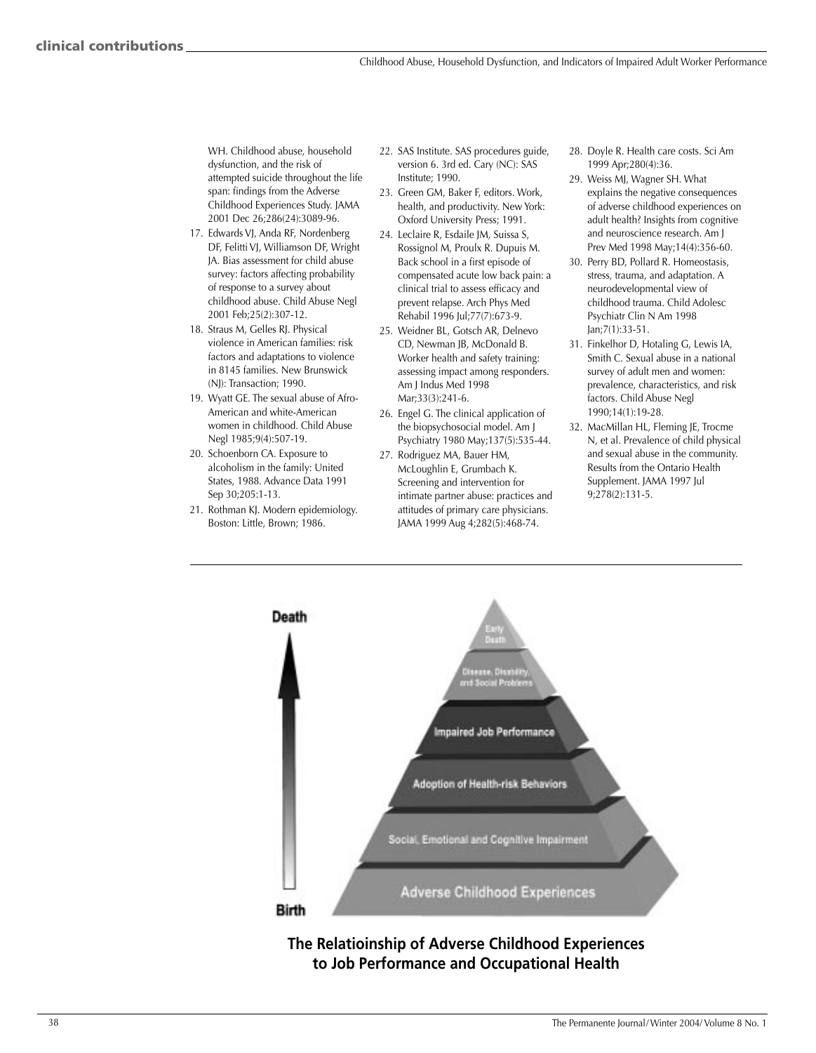WH. Childhood abuse, household dysfunction, and the risk of attempted suicide throughout the life span: findings from the Adverse Childhood Experiences Study. JAMA 2001 Dec 26;286(24):3089-96.

17. Edwards VJ, Anda RF, Nordenberg DF, Felitti VJ, Williamson DF, Wright JA. Bias assessment for child abuse survey: factors affecting probability of response to a survey about childhood abuse. Child Abuse Negl 2001 Feb;25(2):307-12.
18. Straus M, Gelles RJ. Physical violence in American families: risk factors and adaptations to violence in 8145 families. New Brunswick (NJ): Transaction; 1990.
19. Wyatt GE. The sexual abuse of Afro-American and white-American women in childhood. Child Abuse Negl 1985;9(4):507-19.
20. Schoenborn CA. Exposure to alcoholism in the family: United States, 1988. Advance Data 1991 Sep 30;205:1-13.
21. Rothman KJ. Modern epidemiology. Boston: Little, Brown; 1986.
22. SAS Institute. SAS procedures guide, version 6. 3rd ed. Cary (NC): SAS Institute; 1990.
23. Green GM, Baker F, editors. Work, health, and productivity. New York: Oxford University Press; 1991.
24. Leclaire R, Esdaile JM, Suissa S, Rossignol M, Proulx R. Dupuis M. Back school in a first episode of compensated acute low back pain: a clinical trial to assess efficacy and prevent relapse. Arch Phys Med Rehabil 1996 Jul;77(7):673-9.
25. Weidner BL, Gotsch AR, Delnevo CD, Newman JB, McDonald B. Worker health and safety training: assessing impact among responders. Am J Indus Med 1998 Mar;33(3):241-6.
26. Engel G. The clinical application of the biopsychosocial model. Am J Psychiatry 1980 May;137(5):535-44.
27. Rodriguez MA, Bauer HM, McLoughlin E, Grumbach K. Screening and intervention for intimate partner abuse: practices and attitudes of primary care physicians. JAMA 1999 Aug 4;282(5):468-74.
28. Doyle R. Health care costs. Sci Am 1999 Apr;280(4):36.
29. Weiss MJ, Wagner SH. What explains the negative consequences of adverse childhood experiences on adult health? Insights from cognitive and neuroscience research. Am J Prev Med 1998 May;14(4):356-60.
30. Perry BD, Pollard R. Homeostasis, stress, trauma, and adaptation. A neurodevelopmental view of childhood trauma. Child Adolesc Psychiatr Clin N Am 1998 Jan;7(1):33-51.
31. Finkelhor D, Hotaling G, Lewis IA, Smith C. Sexual abuse in a national survey of adult men and women: prevalence, characteristics, and risk factors. Child Abuse Negl 1990;14(1):19-28.
32. MacMillan HL, Fleming JE, Trocme N, et al. Prevalence of child physical and sexual abuse in the community. Results from the Ontario Health Supplement. JAMA 1997 Jul 9;278(2):131-5.

Death

Early Death

Disease, Disability, and Social Problems

Impaired Job Performance

Adoption of Health-risk Behaviors

Social, Emotional and Cognitive Impairment

Adverse Childhood Experiences

Birth

**The Relatioinship of Adverse Childhood Experiences to Job Performance and Occupational Health**